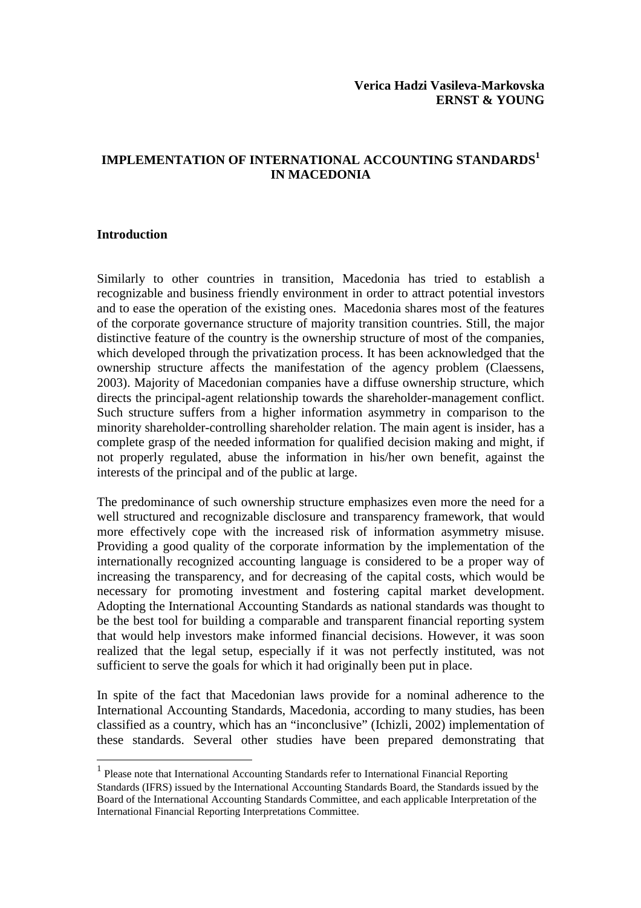**Verica Hadzi Vasileva-Markovska**
**ERNST & YOUNG**

# IMPLEMENTATION OF INTERNATIONAL ACCOUNTING STANDARDS[1] IN MACEDONIA

## Introduction

Similarly to other countries in transition, Macedonia has tried to establish a recognizable and business friendly environment in order to attract potential investors and to ease the operation of the existing ones. Macedonia shares most of the features of the corporate governance structure of majority transition countries. Still, the major distinctive feature of the country is the ownership structure of most of the companies, which developed through the privatization process. It has been acknowledged that the ownership structure affects the manifestation of the agency problem (Claessens, 2003). Majority of Macedonian companies have a diffuse ownership structure, which directs the principal-agent relationship towards the shareholder-management conflict. Such structure suffers from a higher information asymmetry in comparison to the minority shareholder-controlling shareholder relation. The main agent is insider, has a complete grasp of the needed information for qualified decision making and might, if not properly regulated, abuse the information in his/her own benefit, against the interests of the principal and of the public at large.

The predominance of such ownership structure emphasizes even more the need for a well structured and recognizable disclosure and transparency framework, that would more effectively cope with the increased risk of information asymmetry misuse. Providing a good quality of the corporate information by the implementation of the internationally recognized accounting language is considered to be a proper way of increasing the transparency, and for decreasing of the capital costs, which would be necessary for promoting investment and fostering capital market development. Adopting the International Accounting Standards as national standards was thought to be the best tool for building a comparable and transparent financial reporting system that would help investors make informed financial decisions. However, it was soon realized that the legal setup, especially if it was not perfectly instituted, was not sufficient to serve the goals for which it had originally been put in place.

In spite of the fact that Macedonian laws provide for a nominal adherence to the International Accounting Standards, Macedonia, according to many studies, has been classified as a country, which has an "inconclusive" (Ichizli, 2002) implementation of these standards. Several other studies have been prepared demonstrating that

[1] Please note that International Accounting Standards refer to International Financial Reporting Standards (IFRS) issued by the International Accounting Standards Board, the Standards issued by the Board of the International Accounting Standards Committee, and each applicable Interpretation of the International Financial Reporting Interpretations Committee.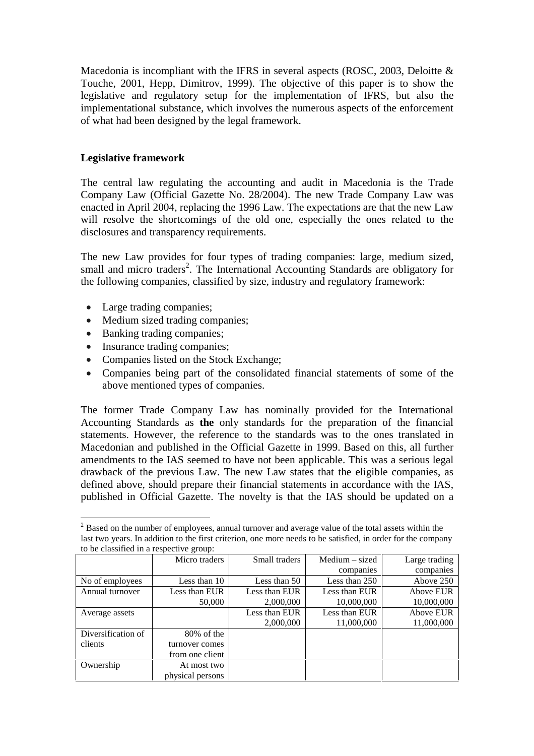Macedonia is incompliant with the IFRS in several aspects (ROSC, 2003, Deloitte & Touche, 2001, Hepp, Dimitrov, 1999). The objective of this paper is to show the legislative and regulatory setup for the implementation of IFRS, but also the implementational substance, which involves the numerous aspects of the enforcement of what had been designed by the legal framework.

**Legislative framework**

The central law regulating the accounting and audit in Macedonia is the Trade Company Law (Official Gazette No. 28/2004). The new Trade Company Law was enacted in April 2004, replacing the 1996 Law. The expectations are that the new Law will resolve the shortcomings of the old one, especially the ones related to the disclosures and transparency requirements.

The new Law provides for four types of trading companies: large, medium sized, small and micro traders[2]. The International Accounting Standards are obligatory for the following companies, classified by size, industry and regulatory framework:

- Large trading companies;
- Medium sized trading companies;
- Banking trading companies;
- Insurance trading companies;
- Companies listed on the Stock Exchange;
- Companies being part of the consolidated financial statements of some of the above mentioned types of companies.

The former Trade Company Law has nominally provided for the International Accounting Standards as **the** only standards for the preparation of the financial statements. However, the reference to the standards was to the ones translated in Macedonian and published in the Official Gazette in 1999. Based on this, all further amendments to the IAS seemed to have not been applicable. This was a serious legal drawback of the previous Law. The new Law states that the eligible companies, as defined above, should prepare their financial statements in accordance with the IAS, published in Official Gazette. The novelty is that the IAS should be updated on a

[2] Based on the number of employees, annual turnover and average value of the total assets within the last two years. In addition to the first criterion, one more needs to be satisfied, in order for the company to be classified in a respective group:

| | Micro traders | Small traders | Medium – sized companies | Large trading companies |
|---|---|---|---|---|
| No of employees | Less than 10 | Less than 50 | Less than 250 | Above 250 |
| Annual turnover | Less than EUR 50,000 | Less than EUR 2,000,000 | Less than EUR 10,000,000 | Above EUR 10,000,000 |
| Average assets | | Less than EUR 2,000,000 | Less than EUR 11,000,000 | Above EUR 11,000,000 |
| Diversification of clients | 80% of the turnover comes from one client | | | |
| Ownership | At most two physical persons | | | |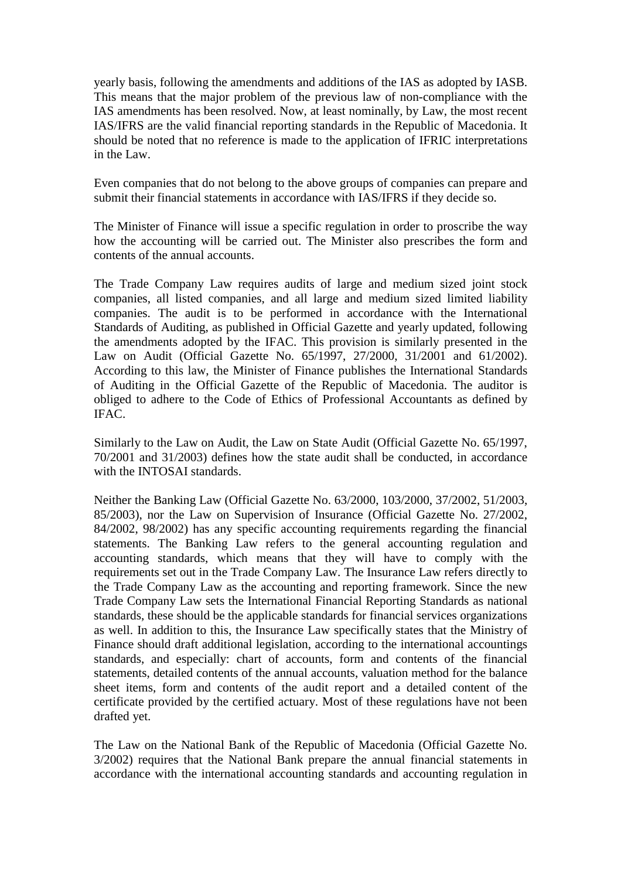yearly basis, following the amendments and additions of the IAS as adopted by IASB. This means that the major problem of the previous law of non-compliance with the IAS amendments has been resolved. Now, at least nominally, by Law, the most recent IAS/IFRS are the valid financial reporting standards in the Republic of Macedonia. It should be noted that no reference is made to the application of IFRIC interpretations in the Law.

Even companies that do not belong to the above groups of companies can prepare and submit their financial statements in accordance with IAS/IFRS if they decide so.

The Minister of Finance will issue a specific regulation in order to proscribe the way how the accounting will be carried out. The Minister also prescribes the form and contents of the annual accounts.

The Trade Company Law requires audits of large and medium sized joint stock companies, all listed companies, and all large and medium sized limited liability companies. The audit is to be performed in accordance with the International Standards of Auditing, as published in Official Gazette and yearly updated, following the amendments adopted by the IFAC. This provision is similarly presented in the Law on Audit (Official Gazette No. 65/1997, 27/2000, 31/2001 and 61/2002). According to this law, the Minister of Finance publishes the International Standards of Auditing in the Official Gazette of the Republic of Macedonia. The auditor is obliged to adhere to the Code of Ethics of Professional Accountants as defined by IFAC.

Similarly to the Law on Audit, the Law on State Audit (Official Gazette No. 65/1997, 70/2001 and 31/2003) defines how the state audit shall be conducted, in accordance with the INTOSAI standards.

Neither the Banking Law (Official Gazette No. 63/2000, 103/2000, 37/2002, 51/2003, 85/2003), nor the Law on Supervision of Insurance (Official Gazette No. 27/2002, 84/2002, 98/2002) has any specific accounting requirements regarding the financial statements. The Banking Law refers to the general accounting regulation and accounting standards, which means that they will have to comply with the requirements set out in the Trade Company Law. The Insurance Law refers directly to the Trade Company Law as the accounting and reporting framework. Since the new Trade Company Law sets the International Financial Reporting Standards as national standards, these should be the applicable standards for financial services organizations as well. In addition to this, the Insurance Law specifically states that the Ministry of Finance should draft additional legislation, according to the international accountings standards, and especially: chart of accounts, form and contents of the financial statements, detailed contents of the annual accounts, valuation method for the balance sheet items, form and contents of the audit report and a detailed content of the certificate provided by the certified actuary. Most of these regulations have not been drafted yet.

The Law on the National Bank of the Republic of Macedonia (Official Gazette No. 3/2002) requires that the National Bank prepare the annual financial statements in accordance with the international accounting standards and accounting regulation in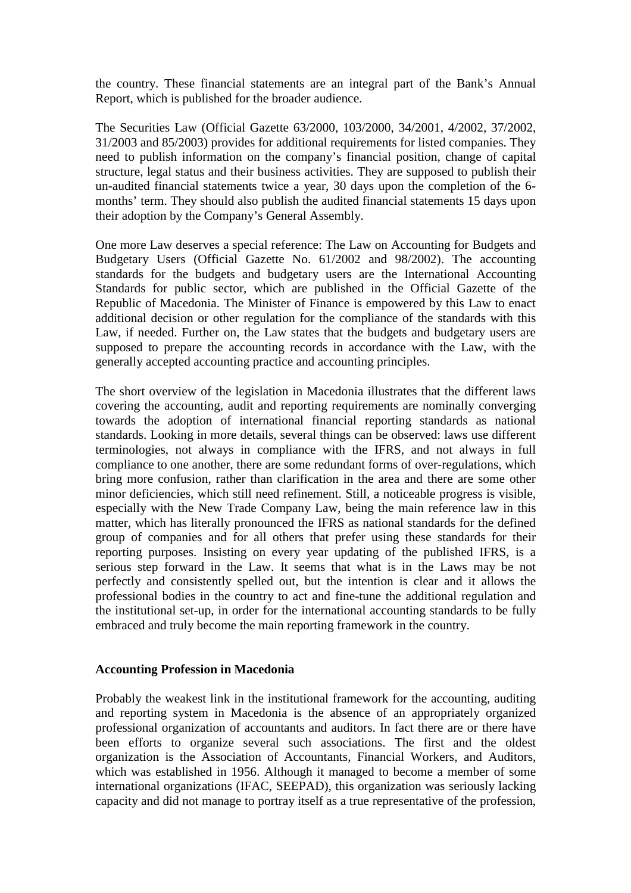the country. These financial statements are an integral part of the Bank's Annual Report, which is published for the broader audience.

The Securities Law (Official Gazette 63/2000, 103/2000, 34/2001, 4/2002, 37/2002, 31/2003 and 85/2003) provides for additional requirements for listed companies. They need to publish information on the company's financial position, change of capital structure, legal status and their business activities. They are supposed to publish their un-audited financial statements twice a year, 30 days upon the completion of the 6-months' term. They should also publish the audited financial statements 15 days upon their adoption by the Company's General Assembly.

One more Law deserves a special reference: The Law on Accounting for Budgets and Budgetary Users (Official Gazette No. 61/2002 and 98/2002). The accounting standards for the budgets and budgetary users are the International Accounting Standards for public sector, which are published in the Official Gazette of the Republic of Macedonia. The Minister of Finance is empowered by this Law to enact additional decision or other regulation for the compliance of the standards with this Law, if needed. Further on, the Law states that the budgets and budgetary users are supposed to prepare the accounting records in accordance with the Law, with the generally accepted accounting practice and accounting principles.

The short overview of the legislation in Macedonia illustrates that the different laws covering the accounting, audit and reporting requirements are nominally converging towards the adoption of international financial reporting standards as national standards. Looking in more details, several things can be observed: laws use different terminologies, not always in compliance with the IFRS, and not always in full compliance to one another, there are some redundant forms of over-regulations, which bring more confusion, rather than clarification in the area and there are some other minor deficiencies, which still need refinement. Still, a noticeable progress is visible, especially with the New Trade Company Law, being the main reference law in this matter, which has literally pronounced the IFRS as national standards for the defined group of companies and for all others that prefer using these standards for their reporting purposes. Insisting on every year updating of the published IFRS, is a serious step forward in the Law. It seems that what is in the Laws may be not perfectly and consistently spelled out, but the intention is clear and it allows the professional bodies in the country to act and fine-tune the additional regulation and the institutional set-up, in order for the international accounting standards to be fully embraced and truly become the main reporting framework in the country.

**Accounting Profession in Macedonia**

Probably the weakest link in the institutional framework for the accounting, auditing and reporting system in Macedonia is the absence of an appropriately organized professional organization of accountants and auditors. In fact there are or there have been efforts to organize several such associations. The first and the oldest organization is the Association of Accountants, Financial Workers, and Auditors, which was established in 1956. Although it managed to become a member of some international organizations (IFAC, SEEPAD), this organization was seriously lacking capacity and did not manage to portray itself as a true representative of the profession,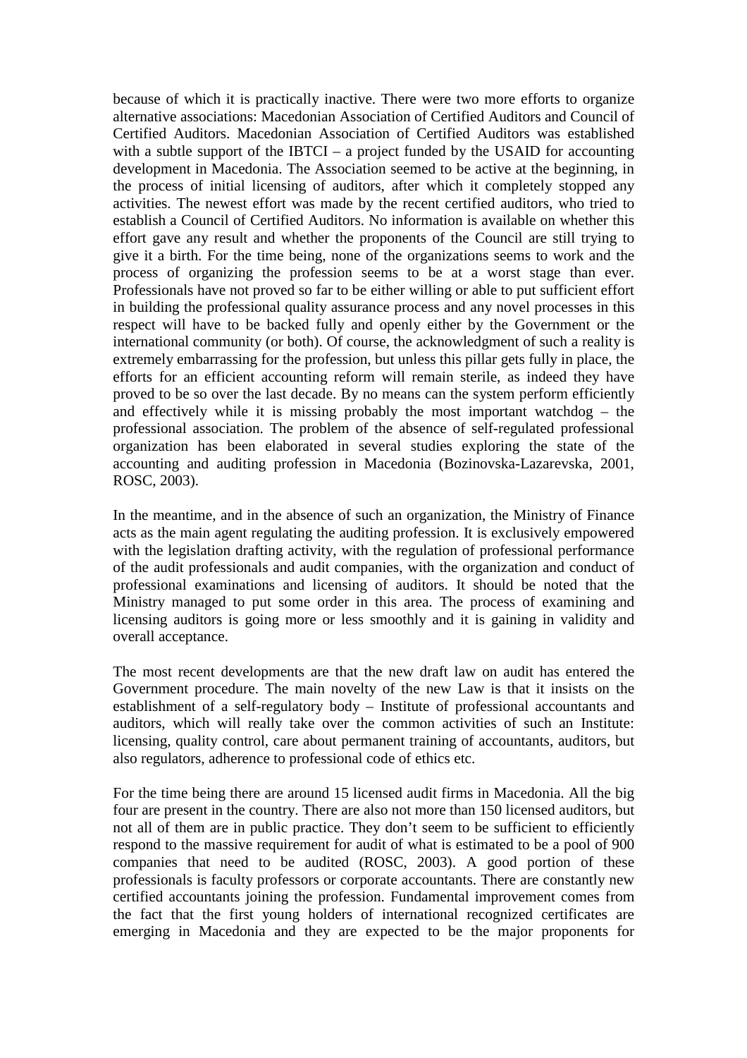because of which it is practically inactive. There were two more efforts to organize alternative associations: Macedonian Association of Certified Auditors and Council of Certified Auditors. Macedonian Association of Certified Auditors was established with a subtle support of the IBTCI – a project funded by the USAID for accounting development in Macedonia. The Association seemed to be active at the beginning, in the process of initial licensing of auditors, after which it completely stopped any activities. The newest effort was made by the recent certified auditors, who tried to establish a Council of Certified Auditors. No information is available on whether this effort gave any result and whether the proponents of the Council are still trying to give it a birth. For the time being, none of the organizations seems to work and the process of organizing the profession seems to be at a worst stage than ever. Professionals have not proved so far to be either willing or able to put sufficient effort in building the professional quality assurance process and any novel processes in this respect will have to be backed fully and openly either by the Government or the international community (or both). Of course, the acknowledgment of such a reality is extremely embarrassing for the profession, but unless this pillar gets fully in place, the efforts for an efficient accounting reform will remain sterile, as indeed they have proved to be so over the last decade. By no means can the system perform efficiently and effectively while it is missing probably the most important watchdog – the professional association. The problem of the absence of self-regulated professional organization has been elaborated in several studies exploring the state of the accounting and auditing profession in Macedonia (Bozinovska-Lazarevska, 2001, ROSC, 2003).

In the meantime, and in the absence of such an organization, the Ministry of Finance acts as the main agent regulating the auditing profession. It is exclusively empowered with the legislation drafting activity, with the regulation of professional performance of the audit professionals and audit companies, with the organization and conduct of professional examinations and licensing of auditors. It should be noted that the Ministry managed to put some order in this area. The process of examining and licensing auditors is going more or less smoothly and it is gaining in validity and overall acceptance.

The most recent developments are that the new draft law on audit has entered the Government procedure. The main novelty of the new Law is that it insists on the establishment of a self-regulatory body – Institute of professional accountants and auditors, which will really take over the common activities of such an Institute: licensing, quality control, care about permanent training of accountants, auditors, but also regulators, adherence to professional code of ethics etc.

For the time being there are around 15 licensed audit firms in Macedonia. All the big four are present in the country. There are also not more than 150 licensed auditors, but not all of them are in public practice. They don't seem to be sufficient to efficiently respond to the massive requirement for audit of what is estimated to be a pool of 900 companies that need to be audited (ROSC, 2003). A good portion of these professionals is faculty professors or corporate accountants. There are constantly new certified accountants joining the profession. Fundamental improvement comes from the fact that the first young holders of international recognized certificates are emerging in Macedonia and they are expected to be the major proponents for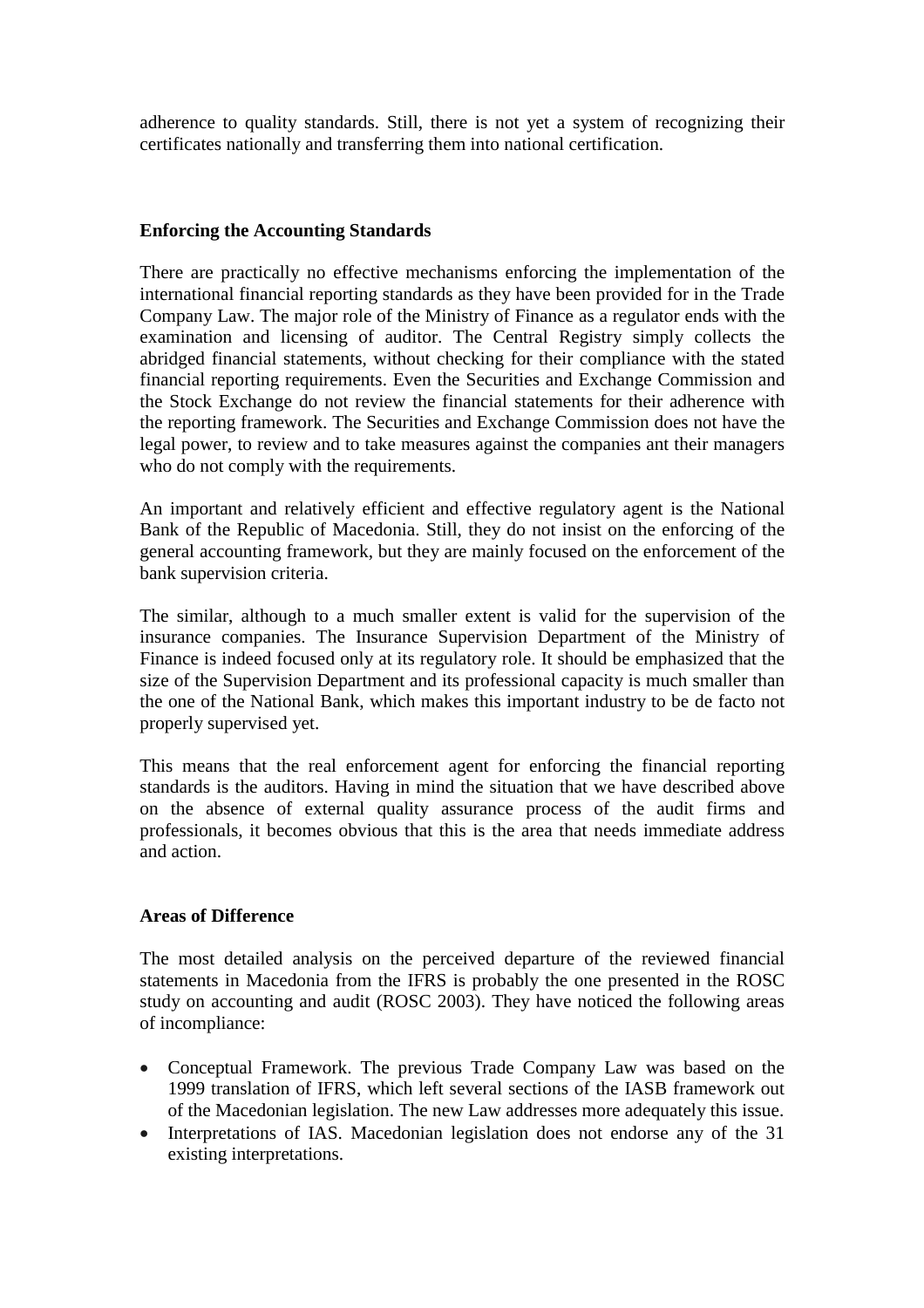adherence to quality standards. Still, there is not yet a system of recognizing their certificates nationally and transferring them into national certification.

### Enforcing the Accounting Standards

There are practically no effective mechanisms enforcing the implementation of the international financial reporting standards as they have been provided for in the Trade Company Law. The major role of the Ministry of Finance as a regulator ends with the examination and licensing of auditor. The Central Registry simply collects the abridged financial statements, without checking for their compliance with the stated financial reporting requirements. Even the Securities and Exchange Commission and the Stock Exchange do not review the financial statements for their adherence with the reporting framework. The Securities and Exchange Commission does not have the legal power, to review and to take measures against the companies ant their managers who do not comply with the requirements.

An important and relatively efficient and effective regulatory agent is the National Bank of the Republic of Macedonia. Still, they do not insist on the enforcing of the general accounting framework, but they are mainly focused on the enforcement of the bank supervision criteria.

The similar, although to a much smaller extent is valid for the supervision of the insurance companies. The Insurance Supervision Department of the Ministry of Finance is indeed focused only at its regulatory role. It should be emphasized that the size of the Supervision Department and its professional capacity is much smaller than the one of the National Bank, which makes this important industry to be de facto not properly supervised yet.

This means that the real enforcement agent for enforcing the financial reporting standards is the auditors. Having in mind the situation that we have described above on the absence of external quality assurance process of the audit firms and professionals, it becomes obvious that this is the area that needs immediate address and action.

### Areas of Difference

The most detailed analysis on the perceived departure of the reviewed financial statements in Macedonia from the IFRS is probably the one presented in the ROSC study on accounting and audit (ROSC 2003). They have noticed the following areas of incompliance:

- Conceptual Framework. The previous Trade Company Law was based on the 1999 translation of IFRS, which left several sections of the IASB framework out of the Macedonian legislation. The new Law addresses more adequately this issue.
- Interpretations of IAS. Macedonian legislation does not endorse any of the 31 existing interpretations.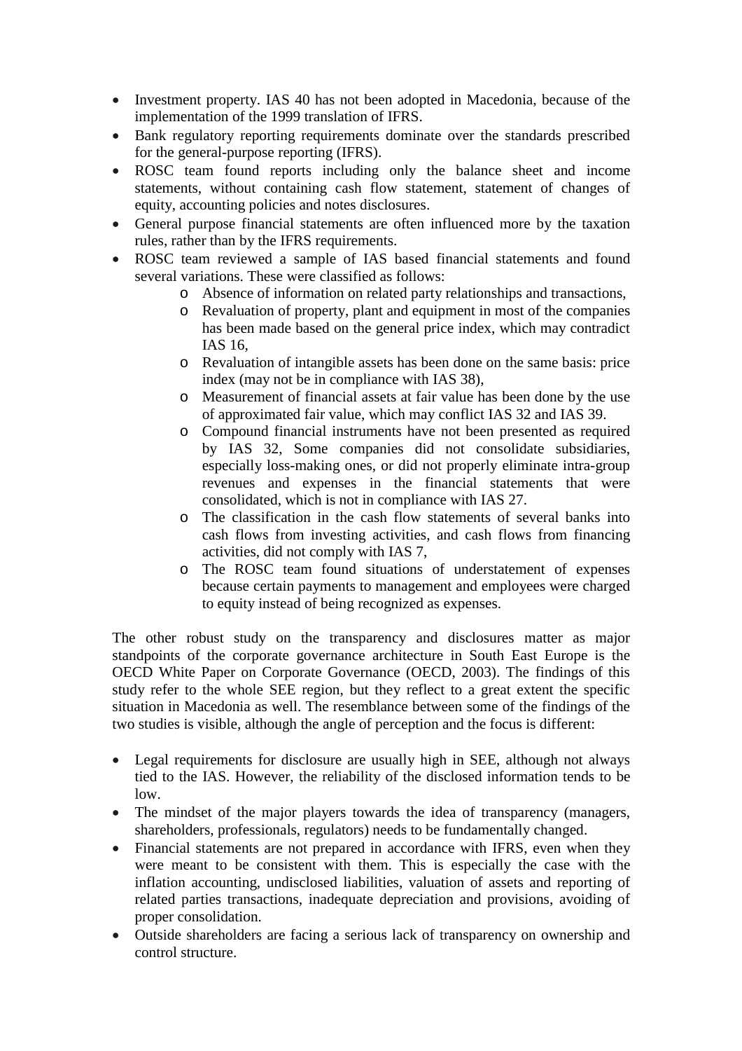- Investment property. IAS 40 has not been adopted in Macedonia, because of the implementation of the 1999 translation of IFRS.
- Bank regulatory reporting requirements dominate over the standards prescribed for the general-purpose reporting (IFRS).
- ROSC team found reports including only the balance sheet and income statements, without containing cash flow statement, statement of changes of equity, accounting policies and notes disclosures.
- General purpose financial statements are often influenced more by the taxation rules, rather than by the IFRS requirements.
- ROSC team reviewed a sample of IAS based financial statements and found several variations. These were classified as follows:
  - Absence of information on related party relationships and transactions,
  - Revaluation of property, plant and equipment in most of the companies has been made based on the general price index, which may contradict IAS 16,
  - Revaluation of intangible assets has been done on the same basis: price index (may not be in compliance with IAS 38),
  - Measurement of financial assets at fair value has been done by the use of approximated fair value, which may conflict IAS 32 and IAS 39.
  - Compound financial instruments have not been presented as required by IAS 32, Some companies did not consolidate subsidiaries, especially loss-making ones, or did not properly eliminate intra-group revenues and expenses in the financial statements that were consolidated, which is not in compliance with IAS 27.
  - The classification in the cash flow statements of several banks into cash flows from investing activities, and cash flows from financing activities, did not comply with IAS 7,
  - The ROSC team found situations of understatement of expenses because certain payments to management and employees were charged to equity instead of being recognized as expenses.

The other robust study on the transparency and disclosures matter as major standpoints of the corporate governance architecture in South East Europe is the OECD White Paper on Corporate Governance (OECD, 2003). The findings of this study refer to the whole SEE region, but they reflect to a great extent the specific situation in Macedonia as well. The resemblance between some of the findings of the two studies is visible, although the angle of perception and the focus is different:

- Legal requirements for disclosure are usually high in SEE, although not always tied to the IAS. However, the reliability of the disclosed information tends to be low.
- The mindset of the major players towards the idea of transparency (managers, shareholders, professionals, regulators) needs to be fundamentally changed.
- Financial statements are not prepared in accordance with IFRS, even when they were meant to be consistent with them. This is especially the case with the inflation accounting, undisclosed liabilities, valuation of assets and reporting of related parties transactions, inadequate depreciation and provisions, avoiding of proper consolidation.
- Outside shareholders are facing a serious lack of transparency on ownership and control structure.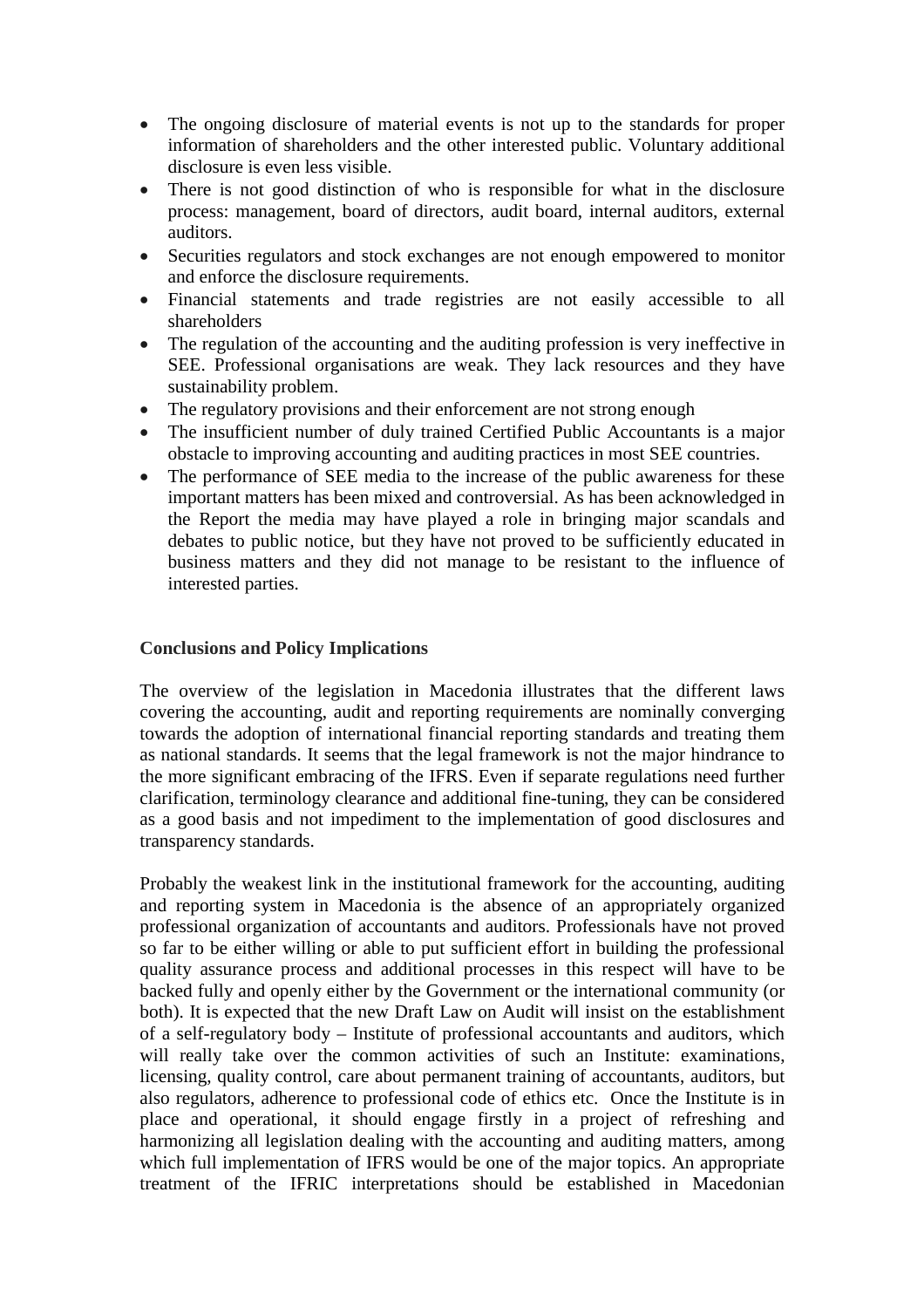- The ongoing disclosure of material events is not up to the standards for proper information of shareholders and the other interested public. Voluntary additional disclosure is even less visible.
- There is not good distinction of who is responsible for what in the disclosure process: management, board of directors, audit board, internal auditors, external auditors.
- Securities regulators and stock exchanges are not enough empowered to monitor and enforce the disclosure requirements.
- Financial statements and trade registries are not easily accessible to all shareholders
- The regulation of the accounting and the auditing profession is very ineffective in SEE. Professional organisations are weak. They lack resources and they have sustainability problem.
- The regulatory provisions and their enforcement are not strong enough
- The insufficient number of duly trained Certified Public Accountants is a major obstacle to improving accounting and auditing practices in most SEE countries.
- The performance of SEE media to the increase of the public awareness for these important matters has been mixed and controversial. As has been acknowledged in the Report the media may have played a role in bringing major scandals and debates to public notice, but they have not proved to be sufficiently educated in business matters and they did not manage to be resistant to the influence of interested parties.

**Conclusions and Policy Implications**

The overview of the legislation in Macedonia illustrates that the different laws covering the accounting, audit and reporting requirements are nominally converging towards the adoption of international financial reporting standards and treating them as national standards. It seems that the legal framework is not the major hindrance to the more significant embracing of the IFRS. Even if separate regulations need further clarification, terminology clearance and additional fine-tuning, they can be considered as a good basis and not impediment to the implementation of good disclosures and transparency standards.

Probably the weakest link in the institutional framework for the accounting, auditing and reporting system in Macedonia is the absence of an appropriately organized professional organization of accountants and auditors. Professionals have not proved so far to be either willing or able to put sufficient effort in building the professional quality assurance process and additional processes in this respect will have to be backed fully and openly either by the Government or the international community (or both). It is expected that the new Draft Law on Audit will insist on the establishment of a self-regulatory body – Institute of professional accountants and auditors, which will really take over the common activities of such an Institute: examinations, licensing, quality control, care about permanent training of accountants, auditors, but also regulators, adherence to professional code of ethics etc. Once the Institute is in place and operational, it should engage firstly in a project of refreshing and harmonizing all legislation dealing with the accounting and auditing matters, among which full implementation of IFRS would be one of the major topics. An appropriate treatment of the IFRIC interpretations should be established in Macedonian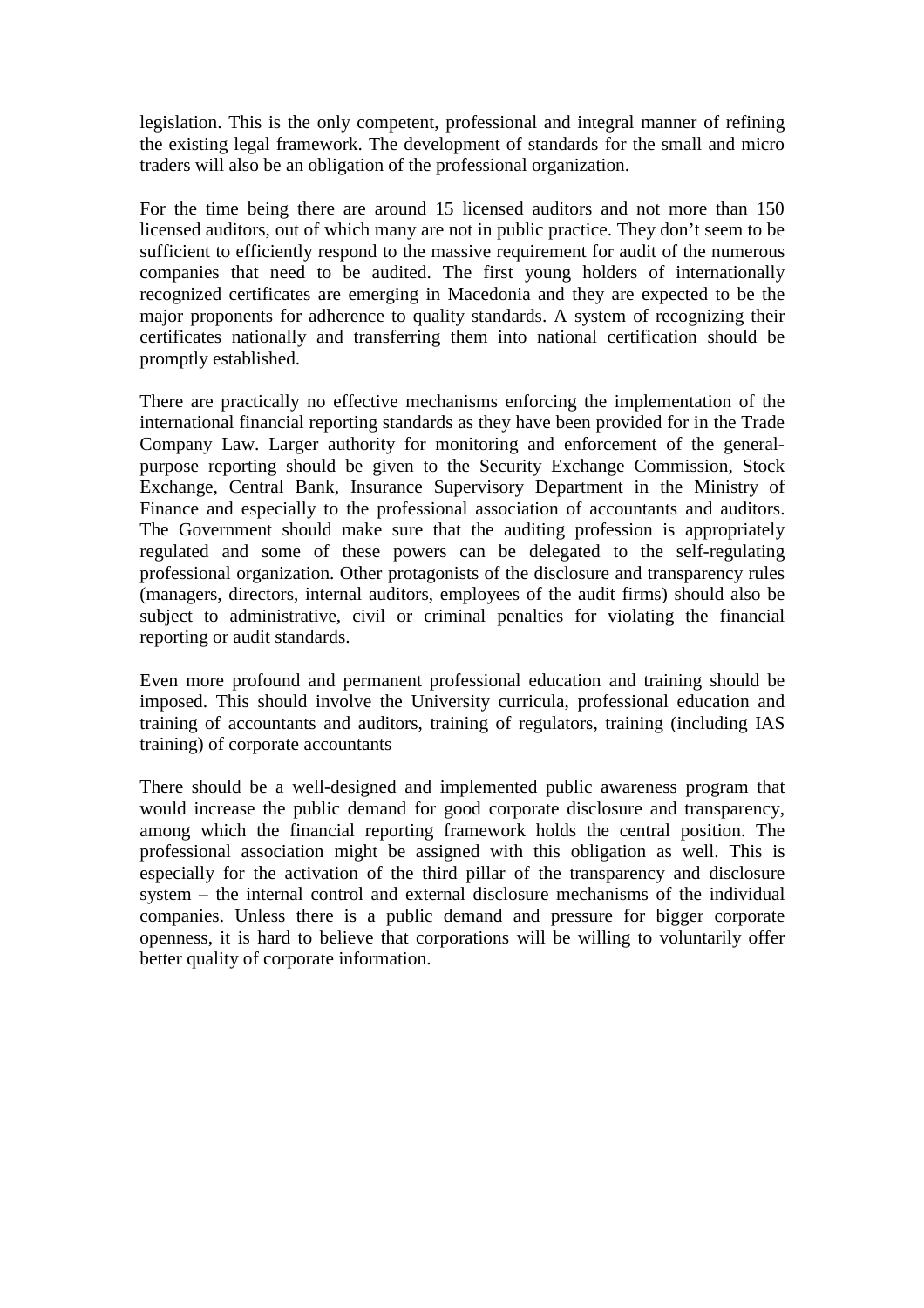legislation. This is the only competent, professional and integral manner of refining the existing legal framework. The development of standards for the small and micro traders will also be an obligation of the professional organization.

For the time being there are around 15 licensed auditors and not more than 150 licensed auditors, out of which many are not in public practice. They don't seem to be sufficient to efficiently respond to the massive requirement for audit of the numerous companies that need to be audited. The first young holders of internationally recognized certificates are emerging in Macedonia and they are expected to be the major proponents for adherence to quality standards. A system of recognizing their certificates nationally and transferring them into national certification should be promptly established.

There are practically no effective mechanisms enforcing the implementation of the international financial reporting standards as they have been provided for in the Trade Company Law. Larger authority for monitoring and enforcement of the general-purpose reporting should be given to the Security Exchange Commission, Stock Exchange, Central Bank, Insurance Supervisory Department in the Ministry of Finance and especially to the professional association of accountants and auditors. The Government should make sure that the auditing profession is appropriately regulated and some of these powers can be delegated to the self-regulating professional organization. Other protagonists of the disclosure and transparency rules (managers, directors, internal auditors, employees of the audit firms) should also be subject to administrative, civil or criminal penalties for violating the financial reporting or audit standards.

Even more profound and permanent professional education and training should be imposed. This should involve the University curricula, professional education and training of accountants and auditors, training of regulators, training (including IAS training) of corporate accountants

There should be a well-designed and implemented public awareness program that would increase the public demand for good corporate disclosure and transparency, among which the financial reporting framework holds the central position. The professional association might be assigned with this obligation as well. This is especially for the activation of the third pillar of the transparency and disclosure system – the internal control and external disclosure mechanisms of the individual companies. Unless there is a public demand and pressure for bigger corporate openness, it is hard to believe that corporations will be willing to voluntarily offer better quality of corporate information.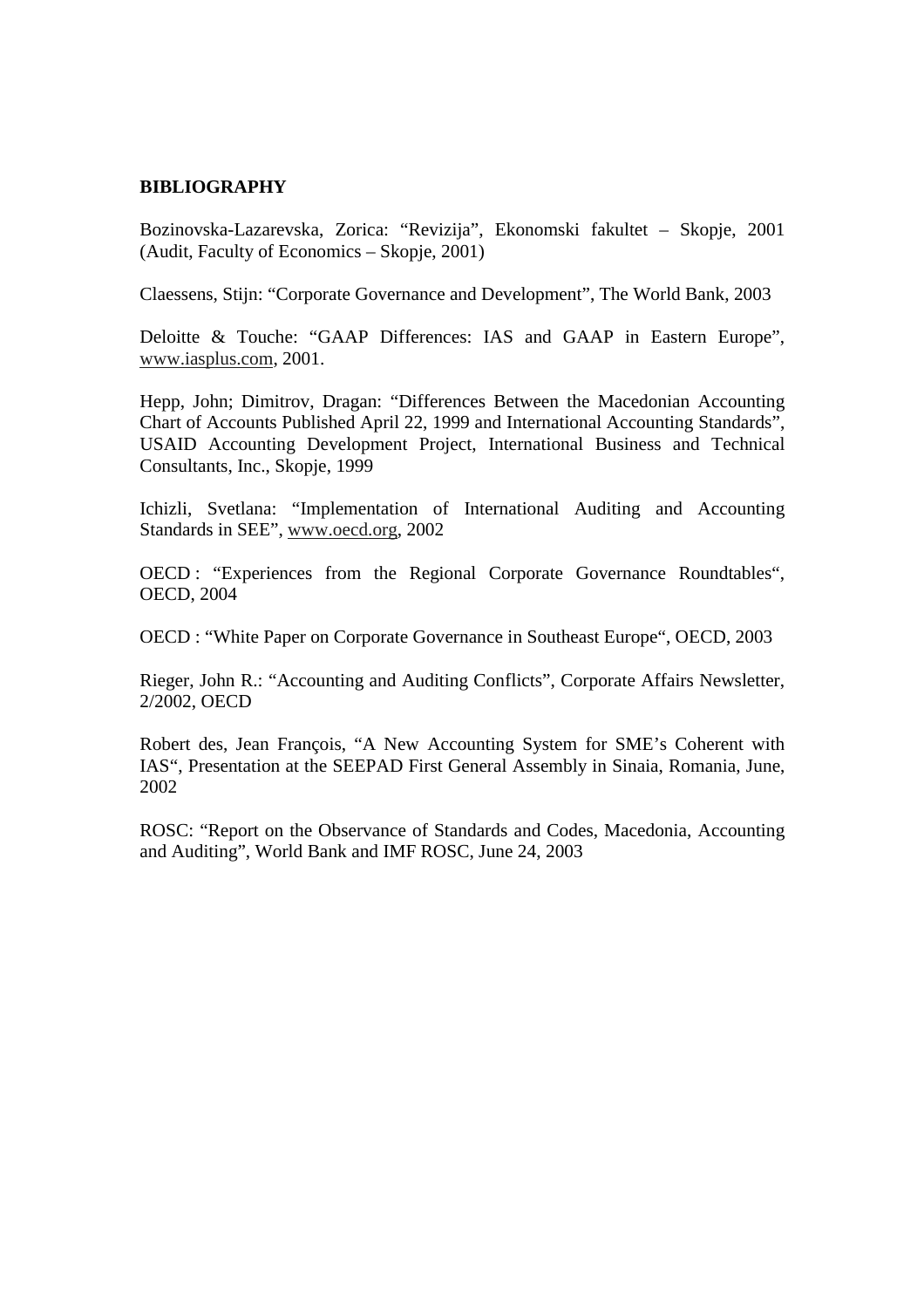**BIBLIOGRAPHY**

Bozinovska-Lazarevska, Zorica: “Revizija”, Ekonomski fakultet – Skopje, 2001 (Audit, Faculty of Economics – Skopje, 2001)

Claessens, Stijn: “Corporate Governance and Development”, The World Bank, 2003

Deloitte & Touche: “GAAP Differences: IAS and GAAP in Eastern Europe”, www.iasplus.com, 2001.

Hepp, John; Dimitrov, Dragan: “Differences Between the Macedonian Accounting Chart of Accounts Published April 22, 1999 and International Accounting Standards”, USAID Accounting Development Project, International Business and Technical Consultants, Inc., Skopje, 1999

Ichizli, Svetlana: “Implementation of International Auditing and Accounting Standards in SEE”, www.oecd.org, 2002

OECD : “Experiences from the Regional Corporate Governance Roundtables“, OECD, 2004

OECD : “White Paper on Corporate Governance in Southeast Europe“, OECD, 2003

Rieger, John R.: “Accounting and Auditing Conflicts”, Corporate Affairs Newsletter, 2/2002, OECD

Robert des, Jean François, “A New Accounting System for SME’s Coherent with IAS“, Presentation at the SEEPAD First General Assembly in Sinaia, Romania, June, 2002

ROSC: “Report on the Observance of Standards and Codes, Macedonia, Accounting and Auditing”, World Bank and IMF ROSC, June 24, 2003